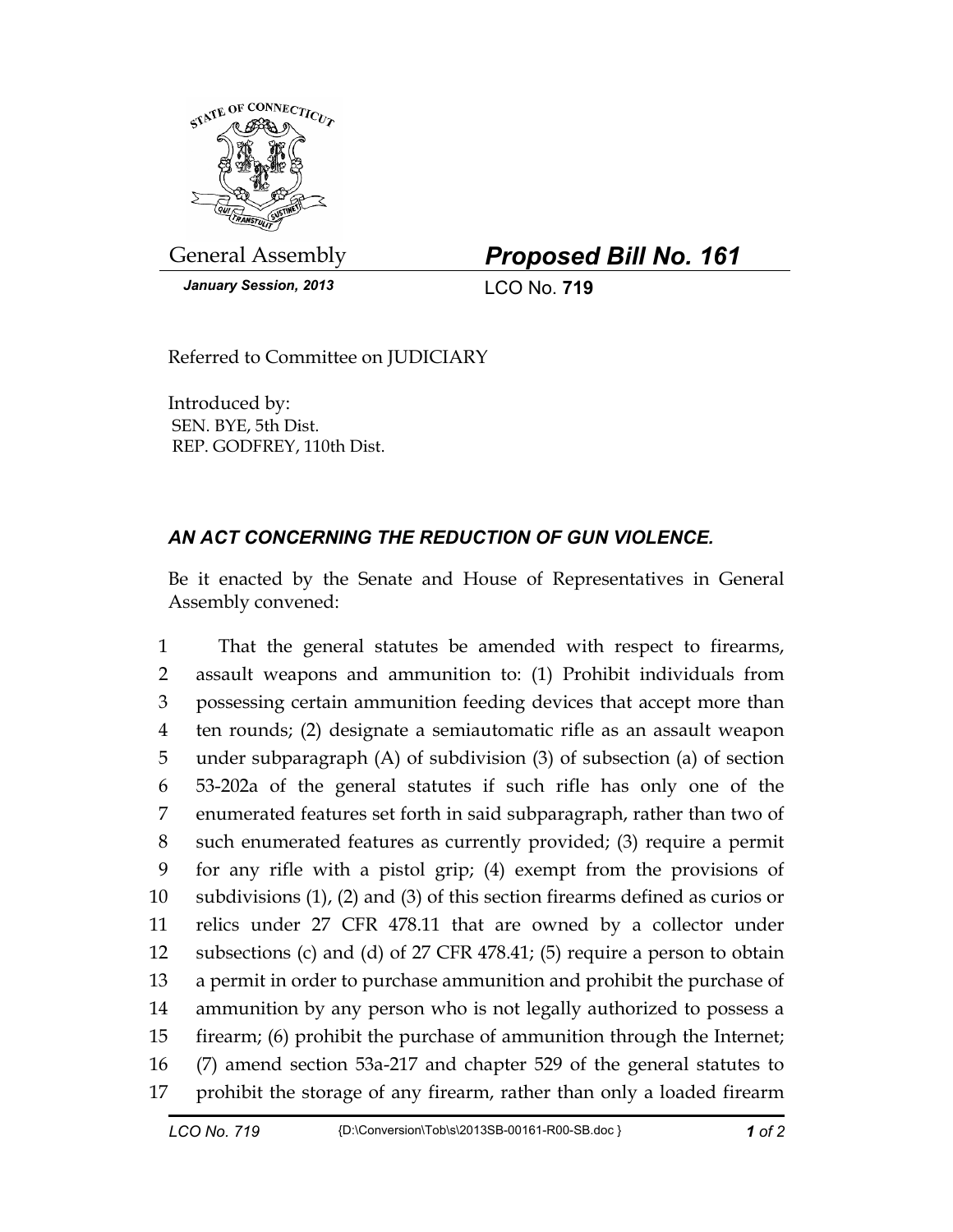General Assembly

**_Proposed Bill No. 161_**

_**January Session, 2013**_

LCO No. **719**

Referred to Committee on JUDICIARY

Introduced by:
SEN. BYE, 5th Dist.
REP. GODFREY, 110th Dist.

## _AN ACT CONCERNING THE REDUCTION OF GUN VIOLENCE._

Be it enacted by the Senate and House of Representatives in General Assembly convened:

1 That the general statutes be amended with respect to firearms,
2 assault weapons and ammunition to: (1) Prohibit individuals from
3 possessing certain ammunition feeding devices that accept more than
4 ten rounds; (2) designate a semiautomatic rifle as an assault weapon
5 under subparagraph (A) of subdivision (3) of subsection (a) of section
6 53-202a of the general statutes if such rifle has only one of the
7 enumerated features set forth in said subparagraph, rather than two of
8 such enumerated features as currently provided; (3) require a permit
9 for any rifle with a pistol grip; (4) exempt from the provisions of
10 subdivisions (1), (2) and (3) of this section firearms defined as curios or
11 relics under 27 CFR 478.11 that are owned by a collector under
12 subsections (c) and (d) of 27 CFR 478.41; (5) require a person to obtain
13 a permit in order to purchase ammunition and prohibit the purchase of
14 ammunition by any person who is not legally authorized to possess a
15 firearm; (6) prohibit the purchase of ammunition through the Internet;
16 (7) amend section 53a-217 and chapter 529 of the general statutes to
17 prohibit the storage of any firearm, rather than only a loaded firearm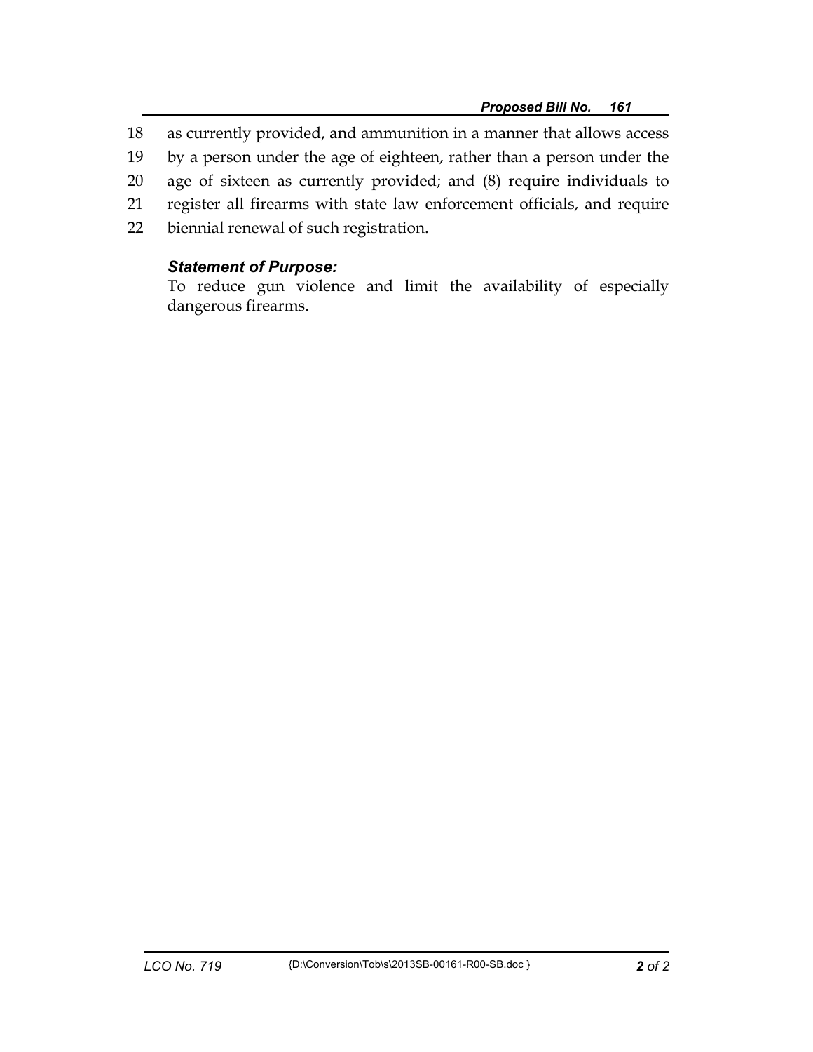as currently provided, and ammunition in a manner that allows access by a person under the age of eighteen, rather than a person under the age of sixteen as currently provided; and (8) require individuals to register all firearms with state law enforcement officials, and require biennial renewal of such registration.

### *Statement of Purpose:*

To reduce gun violence and limit the availability of especially dangerous firearms.